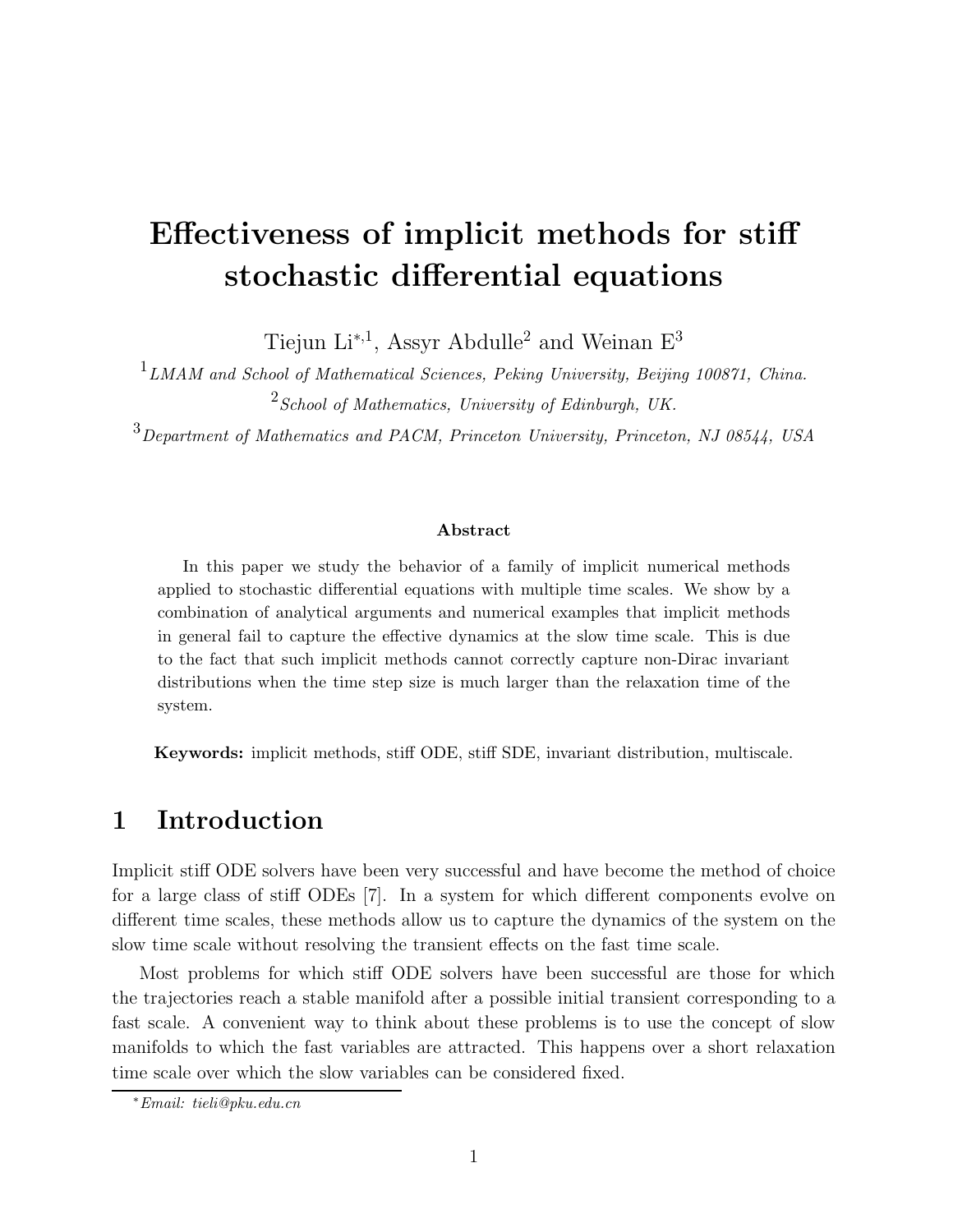# Effectiveness of implicit methods for stiff stochastic differential equations

Tiejun Li[*,1], Assyr Abdulle[2] and Weinan E[3]

[1] *LMAM and School of Mathematical Sciences, Peking University, Beijing 100871, China.*

[2] *School of Mathematics, University of Edinburgh, UK.*

[3] *Department of Mathematics and PACM, Princeton University, Princeton, NJ 08544, USA*

### Abstract

In this paper we study the behavior of a family of implicit numerical methods applied to stochastic differential equations with multiple time scales. We show by a combination of analytical arguments and numerical examples that implicit methods in general fail to capture the effective dynamics at the slow time scale. This is due to the fact that such implicit methods cannot correctly capture non-Dirac invariant distributions when the time step size is much larger than the relaxation time of the system.

**Keywords:** implicit methods, stiff ODE, stiff SDE, invariant distribution, multiscale.

## 1 Introduction

Implicit stiff ODE solvers have been very successful and have become the method of choice for a large class of stiff ODEs [7]. In a system for which different components evolve on different time scales, these methods allow us to capture the dynamics of the system on the slow time scale without resolving the transient effects on the fast time scale.

Most problems for which stiff ODE solvers have been successful are those for which the trajectories reach a stable manifold after a possible initial transient corresponding to a fast scale. A convenient way to think about these problems is to use the concept of slow manifolds to which the fast variables are attracted. This happens over a short relaxation time scale over which the slow variables can be considered fixed.

[*] *Email: tieli@pku.edu.cn*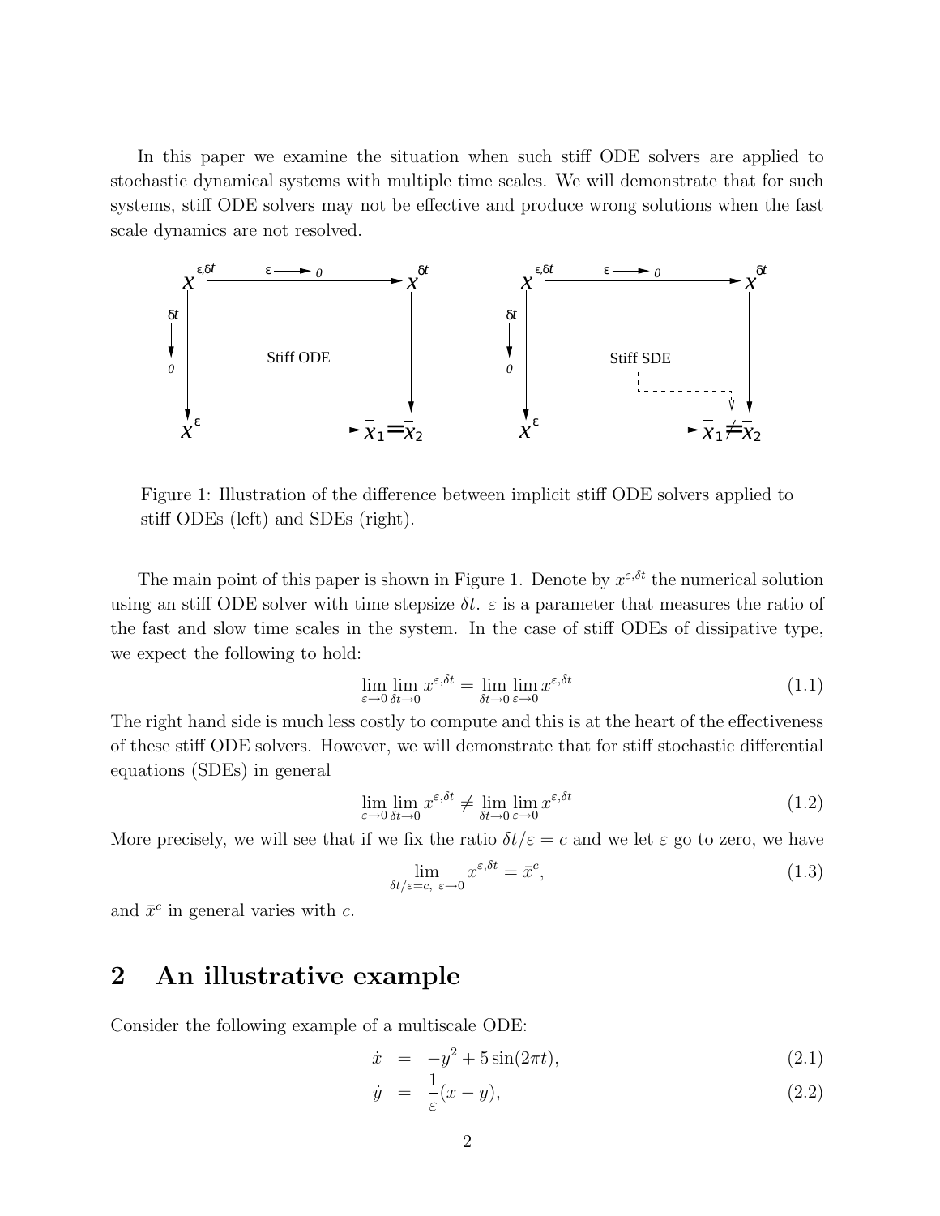In this paper we examine the situation when such stiff ODE solvers are applied to stochastic dynamical systems with multiple time scales. We will demonstrate that for such systems, stiff ODE solvers may not be effective and produce wrong solutions when the fast scale dynamics are not resolved.

Figure 1: Illustration of the difference between implicit stiff ODE solvers applied to stiff ODEs (left) and SDEs (right).

The main point of this paper is shown in Figure 1. Denote by $x^{\varepsilon,\delta t}$ the numerical solution using an stiff ODE solver with time stepsize $\delta t$. $\varepsilon$ is a parameter that measures the ratio of the fast and slow time scales in the system. In the case of stiff ODEs of dissipative type, we expect the following to hold:

$$\lim_{\varepsilon\to 0}\lim_{\delta t\to 0} x^{\varepsilon,\delta t} = \lim_{\delta t\to 0}\lim_{\varepsilon\to 0} x^{\varepsilon,\delta t} \tag{1.1}$$

The right hand side is much less costly to compute and this is at the heart of the effectiveness of these stiff ODE solvers. However, we will demonstrate that for stiff stochastic differential equations (SDEs) in general

$$\lim_{\varepsilon\to 0}\lim_{\delta t\to 0} x^{\varepsilon,\delta t} \neq \lim_{\delta t\to 0}\lim_{\varepsilon\to 0} x^{\varepsilon,\delta t} \tag{1.2}$$

More precisely, we will see that if we fix the ratio $\delta t/\varepsilon = c$ and we let $\varepsilon$ go to zero, we have

$$\lim_{\delta t/\varepsilon = c,\ \varepsilon\to 0} x^{\varepsilon,\delta t} = \bar{x}^c, \tag{1.3}$$

and $\bar{x}^c$ in general varies with $c$.

## 2 An illustrative example

Consider the following example of a multiscale ODE:

$$\dot{x} = -y^2 + 5\sin(2\pi t), \tag{2.1}$$

$$\dot{y} = \frac{1}{\varepsilon}(x - y), \tag{2.2}$$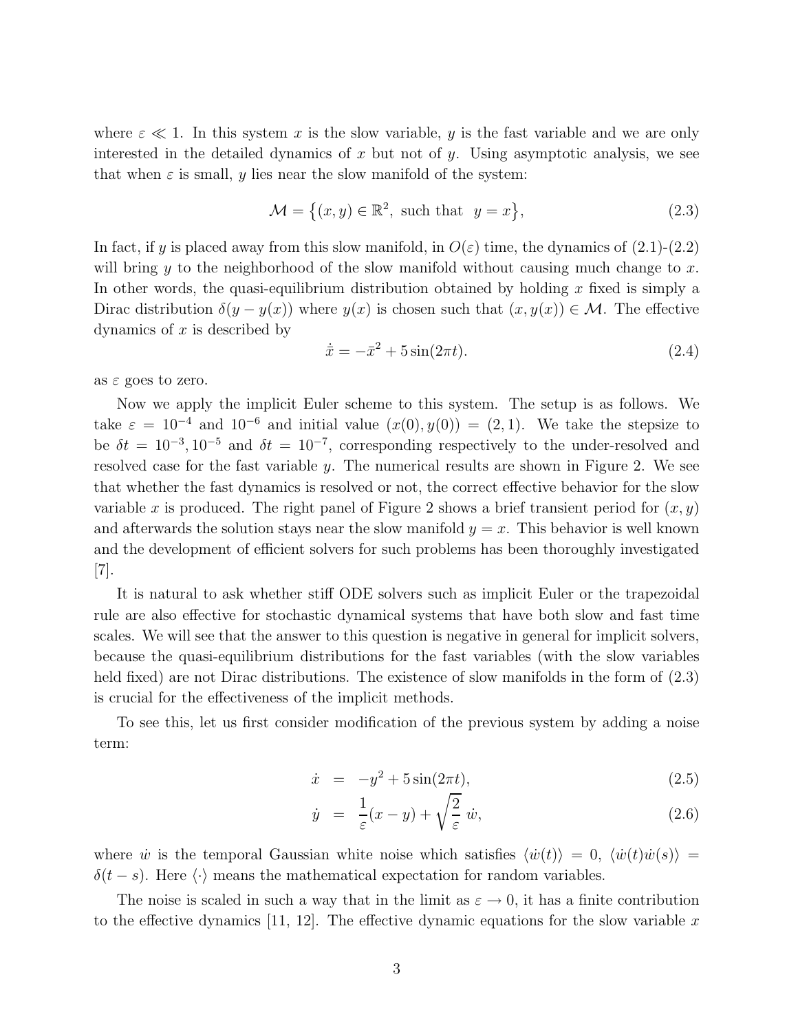where $\varepsilon \ll 1$. In this system $x$ is the slow variable, $y$ is the fast variable and we are only interested in the detailed dynamics of $x$ but not of $y$. Using asymptotic analysis, we see that when $\varepsilon$ is small, $y$ lies near the slow manifold of the system:

$$\mathcal{M} = \{(x, y) \in \mathbb{R}^2, \text{ such that } y = x\}, \tag{2.3}$$

In fact, if $y$ is placed away from this slow manifold, in $O(\varepsilon)$ time, the dynamics of (2.1)-(2.2) will bring $y$ to the neighborhood of the slow manifold without causing much change to $x$. In other words, the quasi-equilibrium distribution obtained by holding $x$ fixed is simply a Dirac distribution $\delta(y - y(x))$ where $y(x)$ is chosen such that $(x, y(x)) \in \mathcal{M}$. The effective dynamics of $x$ is described by

$$\dot{\bar{x}} = -\bar{x}^2 + 5\sin(2\pi t). \tag{2.4}$$

as $\varepsilon$ goes to zero.

Now we apply the implicit Euler scheme to this system. The setup is as follows. We take $\varepsilon = 10^{-4}$ and $10^{-6}$ and initial value $(x(0), y(0)) = (2, 1)$. We take the stepsize to be $\delta t = 10^{-3}, 10^{-5}$ and $\delta t = 10^{-7}$, corresponding respectively to the under-resolved and resolved case for the fast variable $y$. The numerical results are shown in Figure 2. We see that whether the fast dynamics is resolved or not, the correct effective behavior for the slow variable $x$ is produced. The right panel of Figure 2 shows a brief transient period for $(x, y)$ and afterwards the solution stays near the slow manifold $y = x$. This behavior is well known and the development of efficient solvers for such problems has been thoroughly investigated [7].

It is natural to ask whether stiff ODE solvers such as implicit Euler or the trapezoidal rule are also effective for stochastic dynamical systems that have both slow and fast time scales. We will see that the answer to this question is negative in general for implicit solvers, because the quasi-equilibrium distributions for the fast variables (with the slow variables held fixed) are not Dirac distributions. The existence of slow manifolds in the form of (2.3) is crucial for the effectiveness of the implicit methods.

To see this, let us first consider modification of the previous system by adding a noise term:

$$\dot{x} = -y^2 + 5\sin(2\pi t), \tag{2.5}$$

$$\dot{y} = \frac{1}{\varepsilon}(x - y) + \sqrt{\frac{2}{\varepsilon}}\ \dot{w}, \tag{2.6}$$

where $\dot{w}$ is the temporal Gaussian white noise which satisfies $\langle \dot{w}(t) \rangle = 0$, $\langle \dot{w}(t)\dot{w}(s) \rangle = \delta(t - s)$. Here $\langle \cdot \rangle$ means the mathematical expectation for random variables.

The noise is scaled in such a way that in the limit as $\varepsilon \to 0$, it has a finite contribution to the effective dynamics [11, 12]. The effective dynamic equations for the slow variable $x$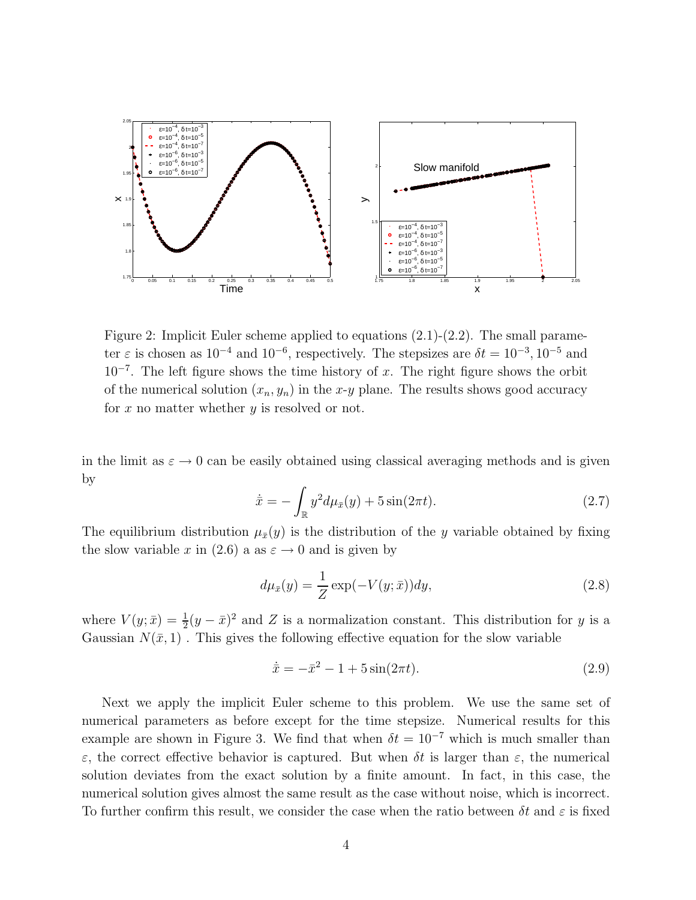Figure 2: Implicit Euler scheme applied to equations (2.1)-(2.2). The small parameter $\varepsilon$ is chosen as $10^{-4}$ and $10^{-6}$, respectively. The stepsizes are $\delta t = 10^{-3}, 10^{-5}$ and $10^{-7}$. The left figure shows the time history of $x$. The right figure shows the orbit of the numerical solution $(x_n, y_n)$ in the $x$-$y$ plane. The results shows good accuracy for $x$ no matter whether $y$ is resolved or not.

in the limit as $\varepsilon \to 0$ can be easily obtained using classical averaging methods and is given by

$$\dot{\bar{x}} = -\int_{\mathbb{R}} y^2 d\mu_{\bar{x}}(y) + 5\sin(2\pi t). \tag{2.7}$$

The equilibrium distribution $\mu_{\bar{x}}(y)$ is the distribution of the $y$ variable obtained by fixing the slow variable $x$ in (2.6) a as $\varepsilon \to 0$ and is given by

$$d\mu_{\bar{x}}(y) = \frac{1}{Z}\exp(-V(y;\bar{x}))dy, \tag{2.8}$$

where $V(y;\bar{x}) = \frac{1}{2}(y - \bar{x})^2$ and $Z$ is a normalization constant. This distribution for $y$ is a Gaussian $N(\bar{x}, 1)$ . This gives the following effective equation for the slow variable

$$\dot{\bar{x}} = -\bar{x}^2 - 1 + 5\sin(2\pi t). \tag{2.9}$$

Next we apply the implicit Euler scheme to this problem. We use the same set of numerical parameters as before except for the time stepsize. Numerical results for this example are shown in Figure 3. We find that when $\delta t = 10^{-7}$ which is much smaller than $\varepsilon$, the correct effective behavior is captured. But when $\delta t$ is larger than $\varepsilon$, the numerical solution deviates from the exact solution by a finite amount. In fact, in this case, the numerical solution gives almost the same result as the case without noise, which is incorrect. To further confirm this result, we consider the case when the ratio between $\delta t$ and $\varepsilon$ is fixed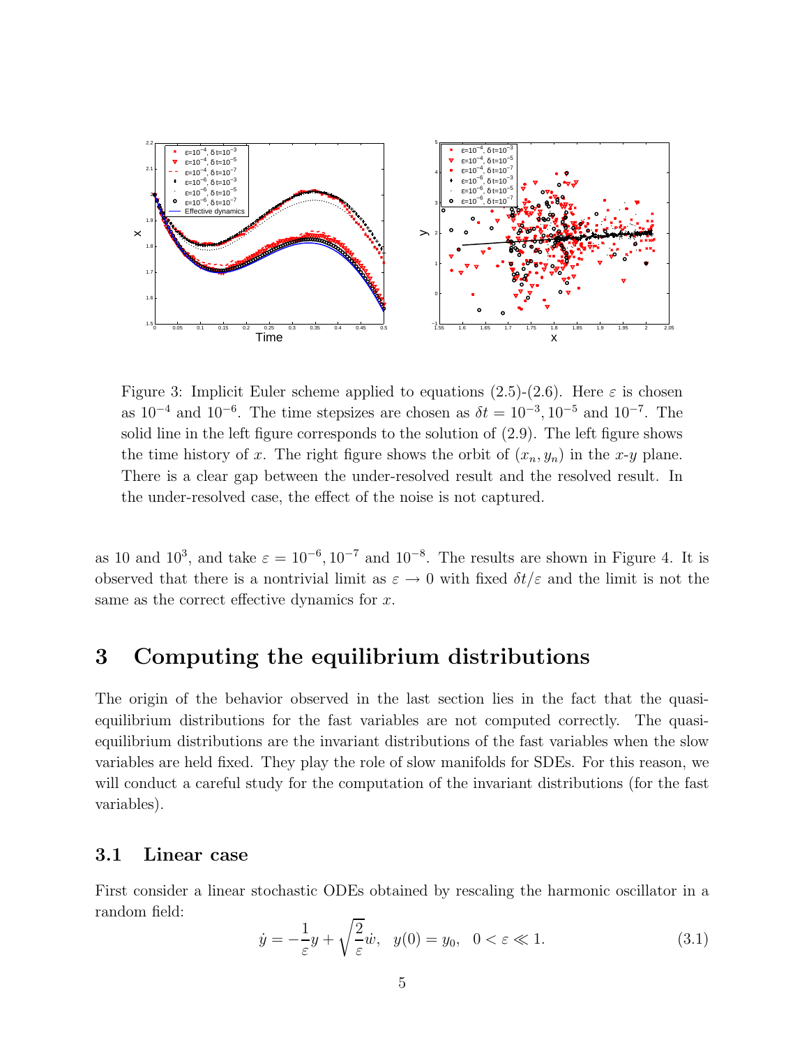Figure 3: Implicit Euler scheme applied to equations (2.5)-(2.6). Here $\varepsilon$ is chosen as $10^{-4}$ and $10^{-6}$. The time stepsizes are chosen as $\delta t = 10^{-3}, 10^{-5}$ and $10^{-7}$. The solid line in the left figure corresponds to the solution of (2.9). The left figure shows the time history of $x$. The right figure shows the orbit of $(x_n, y_n)$ in the $x$-$y$ plane. There is a clear gap between the under-resolved result and the resolved result. In the under-resolved case, the effect of the noise is not captured.

as 10 and $10^3$, and take $\varepsilon = 10^{-6}, 10^{-7}$ and $10^{-8}$. The results are shown in Figure 4. It is observed that there is a nontrivial limit as $\varepsilon \to 0$ with fixed $\delta t/\varepsilon$ and the limit is not the same as the correct effective dynamics for $x$.

# 3 Computing the equilibrium distributions

The origin of the behavior observed in the last section lies in the fact that the quasi-equilibrium distributions for the fast variables are not computed correctly. The quasi-equilibrium distributions are the invariant distributions of the fast variables when the slow variables are held fixed. They play the role of slow manifolds for SDEs. For this reason, we will conduct a careful study for the computation of the invariant distributions (for the fast variables).

## 3.1 Linear case

First consider a linear stochastic ODEs obtained by rescaling the harmonic oscillator in a random field:

$$\dot{y} = -\frac{1}{\varepsilon} y + \sqrt{\frac{2}{\varepsilon}} \dot{w}, \quad y(0) = y_0, \quad 0 < \varepsilon \ll 1. \tag{3.1}$$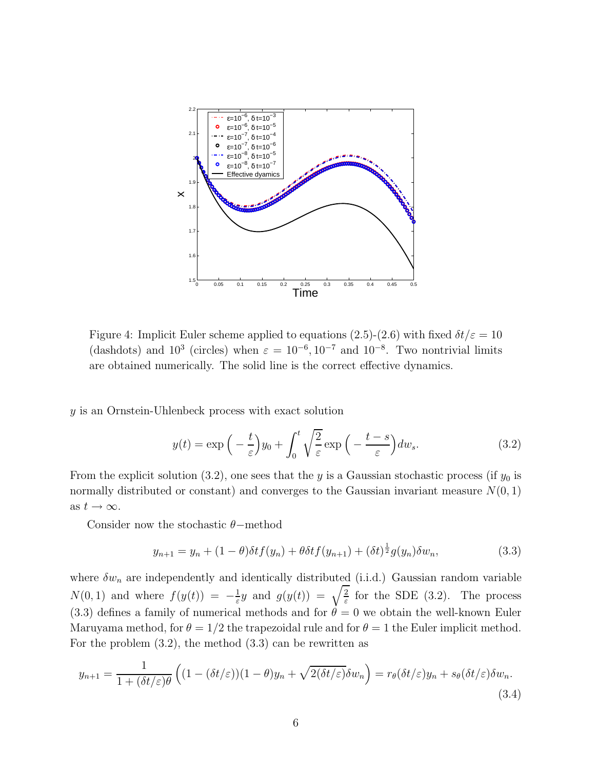Figure 4: Implicit Euler scheme applied to equations (2.5)-(2.6) with fixed $\delta t/\varepsilon = 10$ (dashdots) and $10^3$ (circles) when $\varepsilon = 10^{-6}, 10^{-7}$ and $10^{-8}$. Two nontrivial limits are obtained numerically. The solid line is the correct effective dynamics.

$y$ is an Ornstein-Uhlenbeck process with exact solution

$$y(t) = \exp\Big(-\frac{t}{\varepsilon}\Big)y_0 + \int_0^t \sqrt{\frac{2}{\varepsilon}} \exp\Big(-\frac{t-s}{\varepsilon}\Big)dw_s. \tag{3.2}$$

From the explicit solution (3.2), one sees that the $y$ is a Gaussian stochastic process (if $y_0$ is normally distributed or constant) and converges to the Gaussian invariant measure $N(0,1)$ as $t \to \infty$.

Consider now the stochastic $\theta-$method

$$y_{n+1} = y_n + (1-\theta)\delta t f(y_n) + \theta \delta t f(y_{n+1}) + (\delta t)^{\frac{1}{2}} g(y_n)\delta w_n, \tag{3.3}$$

where $\delta w_n$ are independently and identically distributed (i.i.d.) Gaussian random variable $N(0,1)$ and where $f(y(t)) = -\frac{1}{\varepsilon}y$ and $g(y(t)) = \sqrt{\frac{2}{\varepsilon}}$ for the SDE (3.2). The process (3.3) defines a family of numerical methods and for $\theta = 0$ we obtain the well-known Euler Maruyama method, for $\theta = 1/2$ the trapezoidal rule and for $\theta = 1$ the Euler implicit method. For the problem (3.2), the method (3.3) can be rewritten as

$$y_{n+1} = \frac{1}{1+(\delta t/\varepsilon)\theta}\Big((1-(\delta t/\varepsilon))(1-\theta)y_n + \sqrt{2(\delta t/\varepsilon)}\delta w_n\Big) = r_\theta(\delta t/\varepsilon)y_n + s_\theta(\delta t/\varepsilon)\delta w_n. \tag{3.4}$$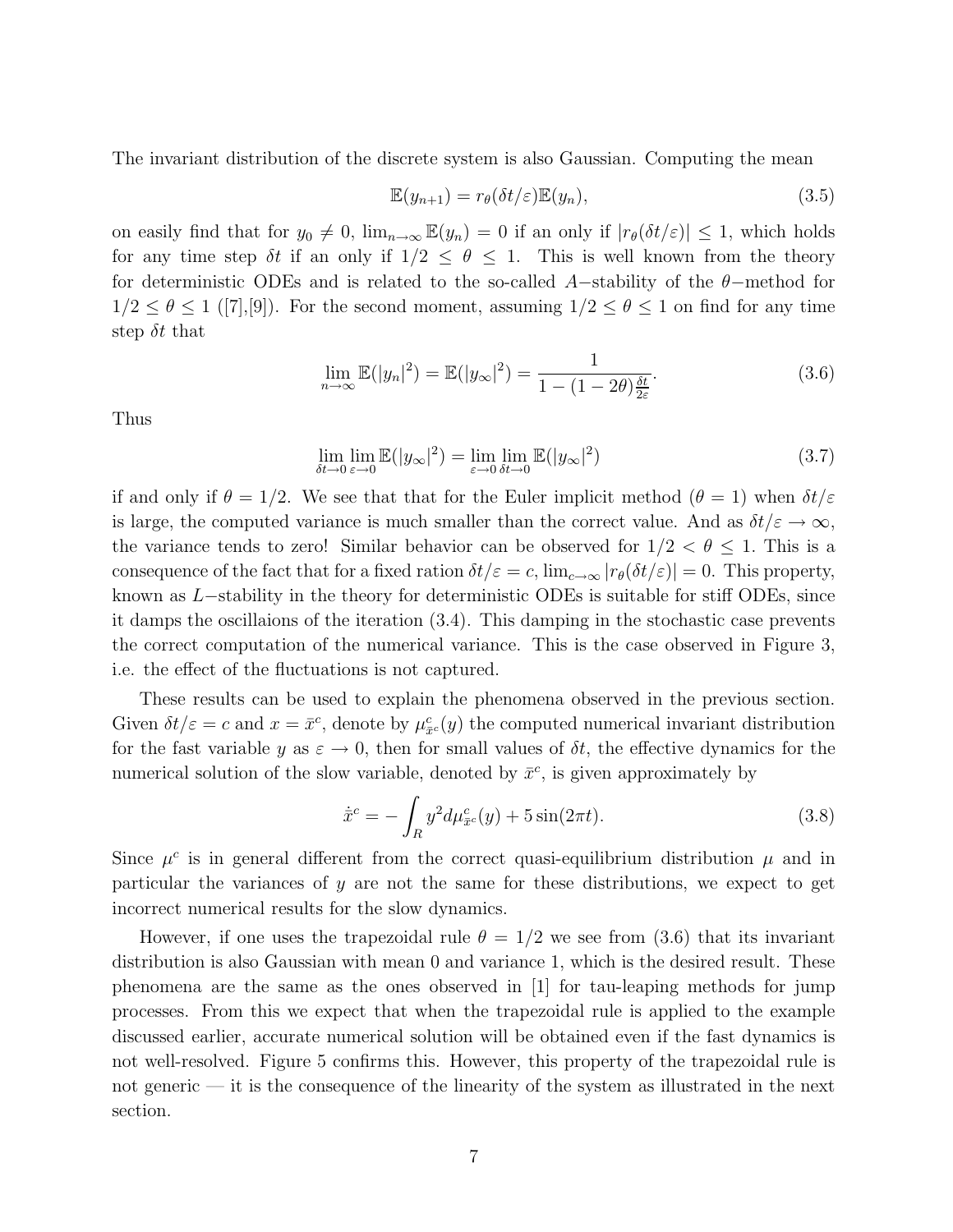The invariant distribution of the discrete system is also Gaussian. Computing the mean

$$\mathbb{E}(y_{n+1}) = r_\theta(\delta t/\varepsilon)\mathbb{E}(y_n), \tag{3.5}$$

on easily find that for $y_0 \neq 0$, $\lim_{n\to\infty} \mathbb{E}(y_n) = 0$ if an only if $|r_\theta(\delta t/\varepsilon)| \leq 1$, which holds for any time step $\delta t$ if an only if $1/2 \leq \theta \leq 1$. This is well known from the theory for deterministic ODEs and is related to the so-called $A-$stability of the $\theta-$method for $1/2 \leq \theta \leq 1$ ([7],[9]). For the second moment, assuming $1/2 \leq \theta \leq 1$ on find for any time step $\delta t$ that

$$\lim_{n\to\infty} \mathbb{E}(|y_n|^2) = \mathbb{E}(|y_\infty|^2) = \frac{1}{1-(1-2\theta)\frac{\delta t}{2\varepsilon}}. \tag{3.6}$$

Thus

$$\lim_{\delta t\to 0}\lim_{\varepsilon\to 0} \mathbb{E}(|y_\infty|^2) = \lim_{\varepsilon\to 0}\lim_{\delta t\to 0} \mathbb{E}(|y_\infty|^2) \tag{3.7}$$

if and only if $\theta = 1/2$. We see that that for the Euler implicit method ($\theta = 1$) when $\delta t/\varepsilon$ is large, the computed variance is much smaller than the correct value. And as $\delta t/\varepsilon \to \infty$, the variance tends to zero! Similar behavior can be observed for $1/2 < \theta \leq 1$. This is a consequence of the fact that for a fixed ration $\delta t/\varepsilon = c$, $\lim_{c\to\infty} |r_\theta(\delta t/\varepsilon)| = 0$. This property, known as $L-$stability in the theory for deterministic ODEs is suitable for stiff ODEs, since it damps the oscillaions of the iteration (3.4). This damping in the stochastic case prevents the correct computation of the numerical variance. This is the case observed in Figure 3, i.e. the effect of the fluctuations is not captured.

These results can be used to explain the phenomena observed in the previous section. Given $\delta t/\varepsilon = c$ and $x = \bar{x}^c$, denote by $\mu^c_{\bar{x}^c}(y)$ the computed numerical invariant distribution for the fast variable $y$ as $\varepsilon \to 0$, then for small values of $\delta t$, the effective dynamics for the numerical solution of the slow variable, denoted by $\bar{x}^c$, is given approximately by

$$\dot{\bar{x}}^c = -\int_R y^2 d\mu^c_{\bar{x}^c}(y) + 5\sin(2\pi t). \tag{3.8}$$

Since $\mu^c$ is in general different from the correct quasi-equilibrium distribution $\mu$ and in particular the variances of $y$ are not the same for these distributions, we expect to get incorrect numerical results for the slow dynamics.

However, if one uses the trapezoidal rule $\theta = 1/2$ we see from (3.6) that its invariant distribution is also Gaussian with mean 0 and variance 1, which is the desired result. These phenomena are the same as the ones observed in [1] for tau-leaping methods for jump processes. From this we expect that when the trapezoidal rule is applied to the example discussed earlier, accurate numerical solution will be obtained even if the fast dynamics is not well-resolved. Figure 5 confirms this. However, this property of the trapezoidal rule is not generic — it is the consequence of the linearity of the system as illustrated in the next section.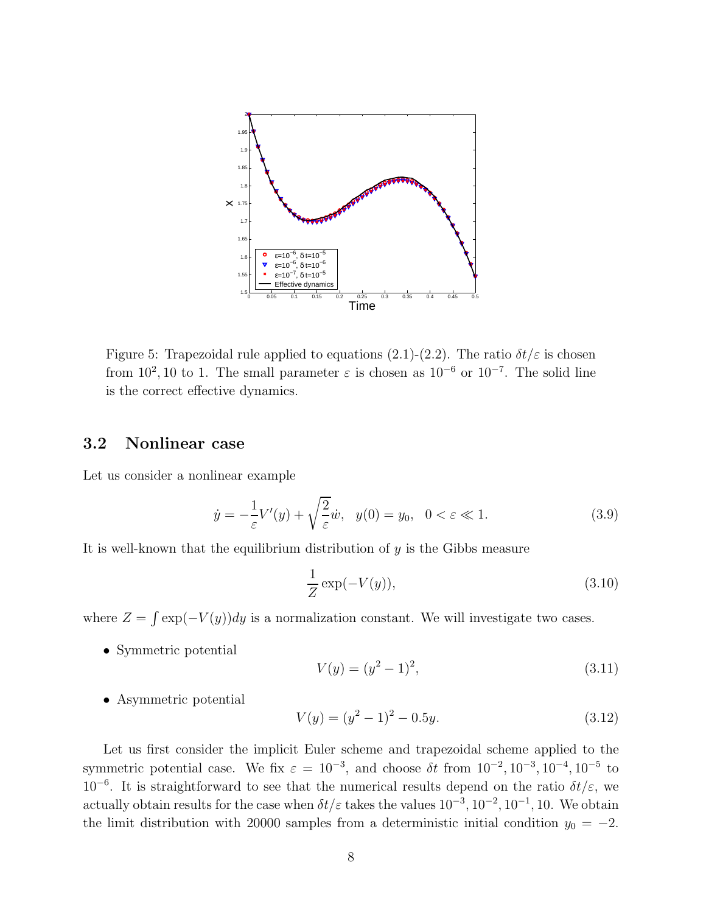Figure 5: Trapezoidal rule applied to equations (2.1)-(2.2). The ratio $\delta t/\varepsilon$ is chosen from $10^2, 10$ to 1. The small parameter $\varepsilon$ is chosen as $10^{-6}$ or $10^{-7}$. The solid line is the correct effective dynamics.

### 3.2 Nonlinear case

Let us consider a nonlinear example

$$\dot{y} = -\frac{1}{\varepsilon}V'(y) + \sqrt{\frac{2}{\varepsilon}}\dot{w}, \quad y(0) = y_0, \quad 0 < \varepsilon \ll 1. \tag{3.9}$$

It is well-known that the equilibrium distribution of $y$ is the Gibbs measure

$$\frac{1}{Z}\exp(-V(y)), \tag{3.10}$$

where $Z = \int \exp(-V(y))dy$ is a normalization constant. We will investigate two cases.

- Symmetric potential
$$V(y) = (y^2 - 1)^2, \tag{3.11}$$

- Asymmetric potential
$$V(y) = (y^2 - 1)^2 - 0.5y. \tag{3.12}$$

Let us first consider the implicit Euler scheme and trapezoidal scheme applied to the symmetric potential case. We fix $\varepsilon = 10^{-3}$, and choose $\delta t$ from $10^{-2}, 10^{-3}, 10^{-4}, 10^{-5}$ to $10^{-6}$. It is straightforward to see that the numerical results depend on the ratio $\delta t/\varepsilon$, we actually obtain results for the case when $\delta t/\varepsilon$ takes the values $10^{-3}, 10^{-2}, 10^{-1}, 10$. We obtain the limit distribution with 20000 samples from a deterministic initial condition $y_0 = -2$.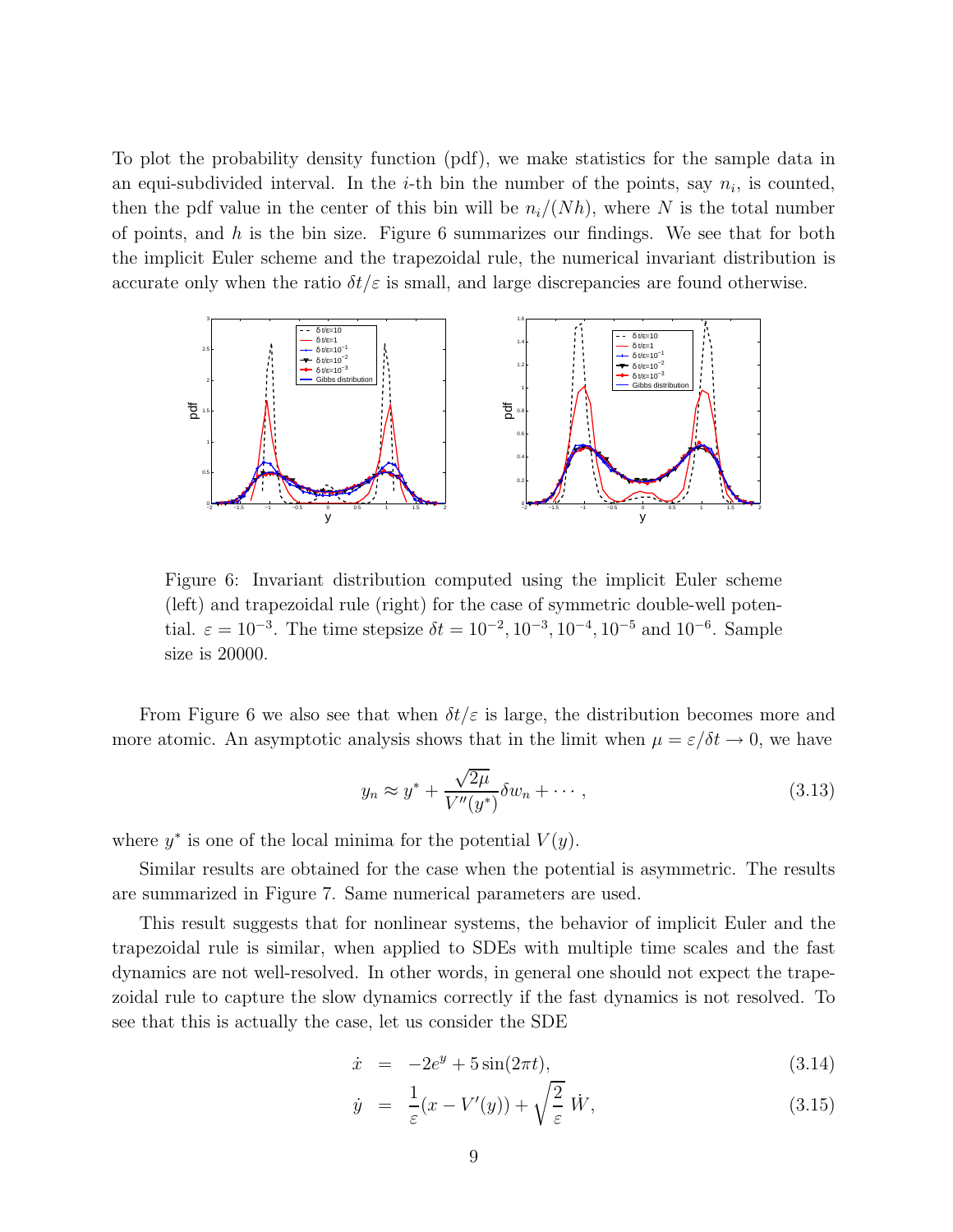To plot the probability density function (pdf), we make statistics for the sample data in an equi-subdivided interval. In the $i$-th bin the number of the points, say $n_i$, is counted, then the pdf value in the center of this bin will be $n_i/(Nh)$, where $N$ is the total number of points, and $h$ is the bin size. Figure 6 summarizes our findings. We see that for both the implicit Euler scheme and the trapezoidal rule, the numerical invariant distribution is accurate only when the ratio $\delta t/\varepsilon$ is small, and large discrepancies are found otherwise.

Figure 6: Invariant distribution computed using the implicit Euler scheme (left) and trapezoidal rule (right) for the case of symmetric double-well potential. $\varepsilon = 10^{-3}$. The time stepsize $\delta t = 10^{-2}, 10^{-3}, 10^{-4}, 10^{-5}$ and $10^{-6}$. Sample size is 20000.

From Figure 6 we also see that when $\delta t/\varepsilon$ is large, the distribution becomes more and more atomic. An asymptotic analysis shows that in the limit when $\mu = \varepsilon/\delta t \to 0$, we have

$$y_n \approx y^* + \frac{\sqrt{2\mu}}{V''(y^*)}\delta w_n + \cdots, \tag{3.13}$$

where $y^*$ is one of the local minima for the potential $V(y)$.

Similar results are obtained for the case when the potential is asymmetric. The results are summarized in Figure 7. Same numerical parameters are used.

This result suggests that for nonlinear systems, the behavior of implicit Euler and the trapezoidal rule is similar, when applied to SDEs with multiple time scales and the fast dynamics are not well-resolved. In other words, in general one should not expect the trapezoidal rule to capture the slow dynamics correctly if the fast dynamics is not resolved. To see that this is actually the case, let us consider the SDE

$$\dot{x} = -2e^y + 5\sin(2\pi t), \tag{3.14}$$

$$\dot{y} = \frac{1}{\varepsilon}(x - V'(y)) + \sqrt{\frac{2}{\varepsilon}}\,\dot{W}, \tag{3.15}$$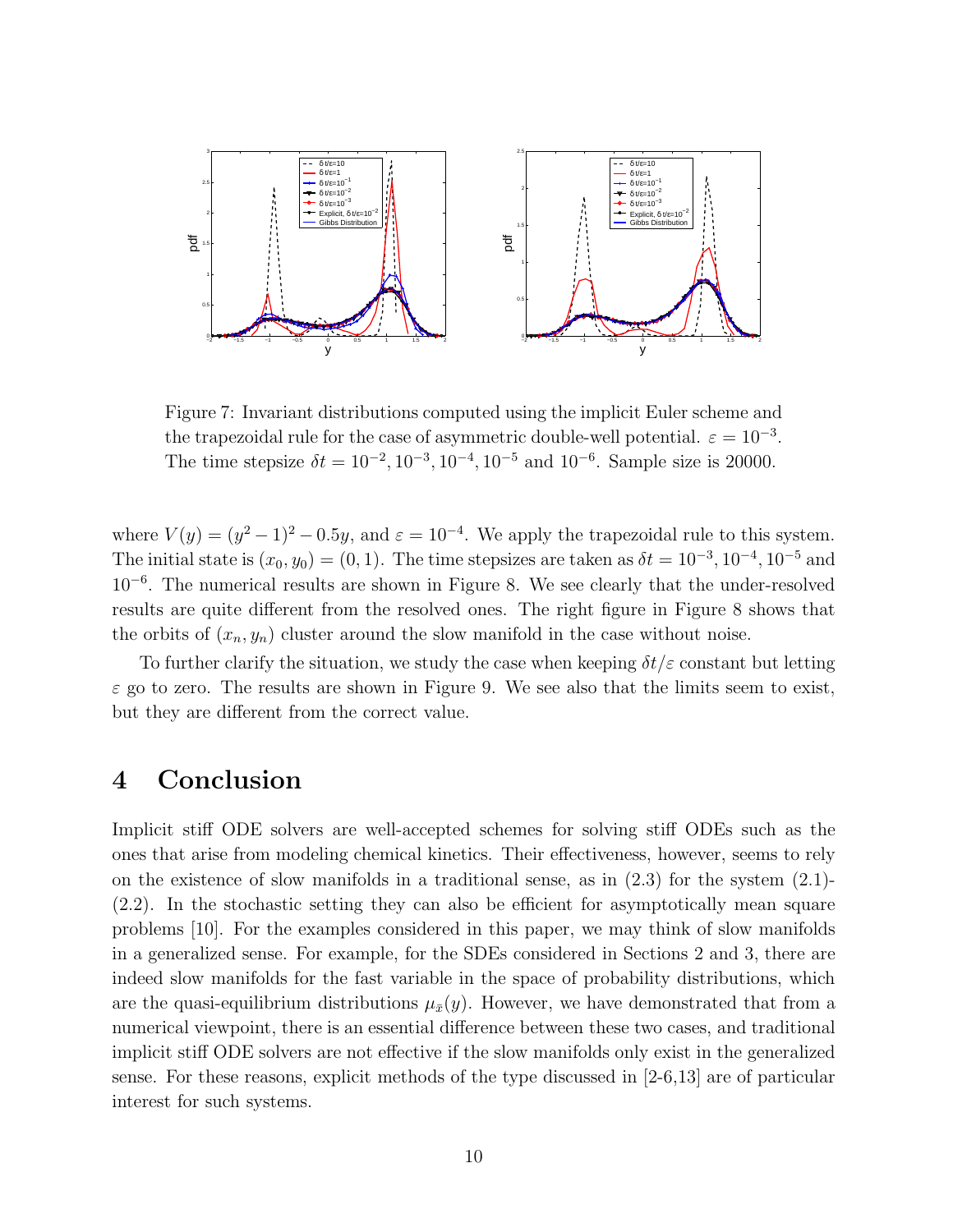Figure 7: Invariant distributions computed using the implicit Euler scheme and the trapezoidal rule for the case of asymmetric double-well potential. $\varepsilon = 10^{-3}$. The time stepsize $\delta t = 10^{-2}, 10^{-3}, 10^{-4}, 10^{-5}$ and $10^{-6}$. Sample size is 20000.

where $V(y) = (y^2 - 1)^2 - 0.5y$, and $\varepsilon = 10^{-4}$. We apply the trapezoidal rule to this system. The initial state is $(x_0, y_0) = (0, 1)$. The time stepsizes are taken as $\delta t = 10^{-3}, 10^{-4}, 10^{-5}$ and $10^{-6}$. The numerical results are shown in Figure 8. We see clearly that the under-resolved results are quite different from the resolved ones. The right figure in Figure 8 shows that the orbits of $(x_n, y_n)$ cluster around the slow manifold in the case without noise.

To further clarify the situation, we study the case when keeping $\delta t/\varepsilon$ constant but letting $\varepsilon$ go to zero. The results are shown in Figure 9. We see also that the limits seem to exist, but they are different from the correct value.

# 4 Conclusion

Implicit stiff ODE solvers are well-accepted schemes for solving stiff ODEs such as the ones that arise from modeling chemical kinetics. Their effectiveness, however, seems to rely on the existence of slow manifolds in a traditional sense, as in (2.3) for the system (2.1)-(2.2). In the stochastic setting they can also be efficient for asymptotically mean square problems [10]. For the examples considered in this paper, we may think of slow manifolds in a generalized sense. For example, for the SDEs considered in Sections 2 and 3, there are indeed slow manifolds for the fast variable in the space of probability distributions, which are the quasi-equilibrium distributions $\mu_{\bar{x}}(y)$. However, we have demonstrated that from a numerical viewpoint, there is an essential difference between these two cases, and traditional implicit stiff ODE solvers are not effective if the slow manifolds only exist in the generalized sense. For these reasons, explicit methods of the type discussed in [2-6,13] are of particular interest for such systems.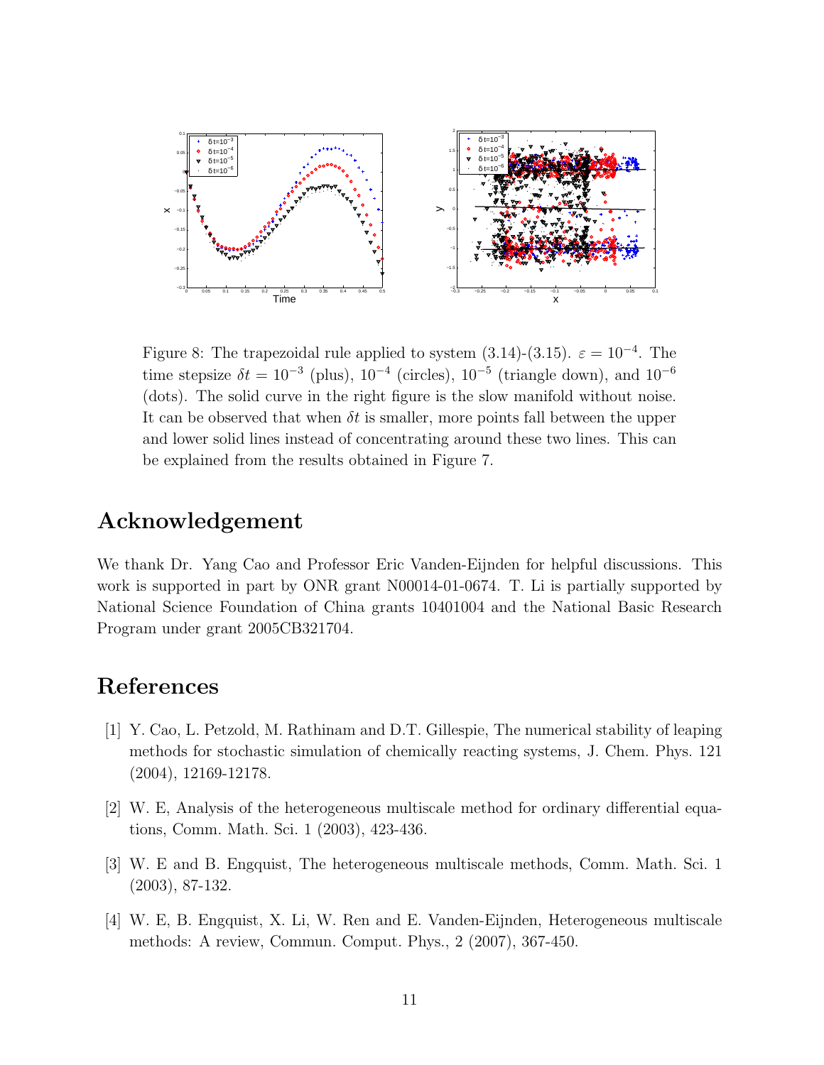Figure 8: The trapezoidal rule applied to system (3.14)-(3.15). $\varepsilon = 10^{-4}$. The time stepsize $\delta t = 10^{-3}$ (plus), $10^{-4}$ (circles), $10^{-5}$ (triangle down), and $10^{-6}$ (dots). The solid curve in the right figure is the slow manifold without noise. It can be observed that when $\delta t$ is smaller, more points fall between the upper and lower solid lines instead of concentrating around these two lines. This can be explained from the results obtained in Figure 7.

## Acknowledgement

We thank Dr. Yang Cao and Professor Eric Vanden-Eijnden for helpful discussions. This work is supported in part by ONR grant N00014-01-0674. T. Li is partially supported by National Science Foundation of China grants 10401004 and the National Basic Research Program under grant 2005CB321704.

## References

[1] Y. Cao, L. Petzold, M. Rathinam and D.T. Gillespie, The numerical stability of leaping methods for stochastic simulation of chemically reacting systems, J. Chem. Phys. 121 (2004), 12169-12178.

[2] W. E, Analysis of the heterogeneous multiscale method for ordinary differential equations, Comm. Math. Sci. 1 (2003), 423-436.

[3] W. E and B. Engquist, The heterogeneous multiscale methods, Comm. Math. Sci. 1 (2003), 87-132.

[4] W. E, B. Engquist, X. Li, W. Ren and E. Vanden-Eijnden, Heterogeneous multiscale methods: A review, Commun. Comput. Phys., 2 (2007), 367-450.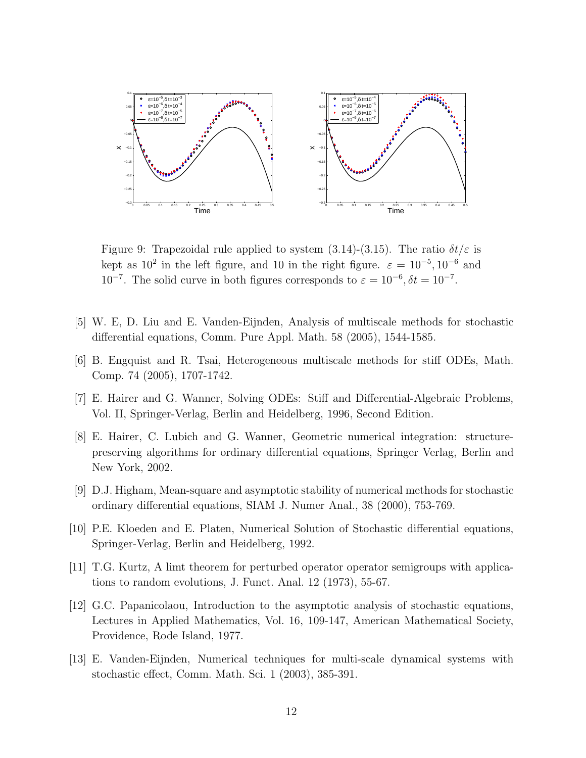Figure 9: Trapezoidal rule applied to system (3.14)-(3.15). The ratio $\delta t/\varepsilon$ is kept as $10^2$ in the left figure, and 10 in the right figure. $\varepsilon = 10^{-5}, 10^{-6}$ and $10^{-7}$. The solid curve in both figures corresponds to $\varepsilon = 10^{-6}, \delta t = 10^{-7}$.

[5] W. E, D. Liu and E. Vanden-Eijnden, Analysis of multiscale methods for stochastic differential equations, Comm. Pure Appl. Math. 58 (2005), 1544-1585.

[6] B. Engquist and R. Tsai, Heterogeneous multiscale methods for stiff ODEs, Math. Comp. 74 (2005), 1707-1742.

[7] E. Hairer and G. Wanner, Solving ODEs: Stiff and Differential-Algebraic Problems, Vol. II, Springer-Verlag, Berlin and Heidelberg, 1996, Second Edition.

[8] E. Hairer, C. Lubich and G. Wanner, Geometric numerical integration: structure-preserving algorithms for ordinary differential equations, Springer Verlag, Berlin and New York, 2002.

[9] D.J. Higham, Mean-square and asymptotic stability of numerical methods for stochastic ordinary differential equations, SIAM J. Numer Anal., 38 (2000), 753-769.

[10] P.E. Kloeden and E. Platen, Numerical Solution of Stochastic differential equations, Springer-Verlag, Berlin and Heidelberg, 1992.

[11] T.G. Kurtz, A limt theorem for perturbed operator operator semigroups with applications to random evolutions, J. Funct. Anal. 12 (1973), 55-67.

[12] G.C. Papanicolaou, Introduction to the asymptotic analysis of stochastic equations, Lectures in Applied Mathematics, Vol. 16, 109-147, American Mathematical Society, Providence, Rode Island, 1977.

[13] E. Vanden-Eijnden, Numerical techniques for multi-scale dynamical systems with stochastic effect, Comm. Math. Sci. 1 (2003), 385-391.